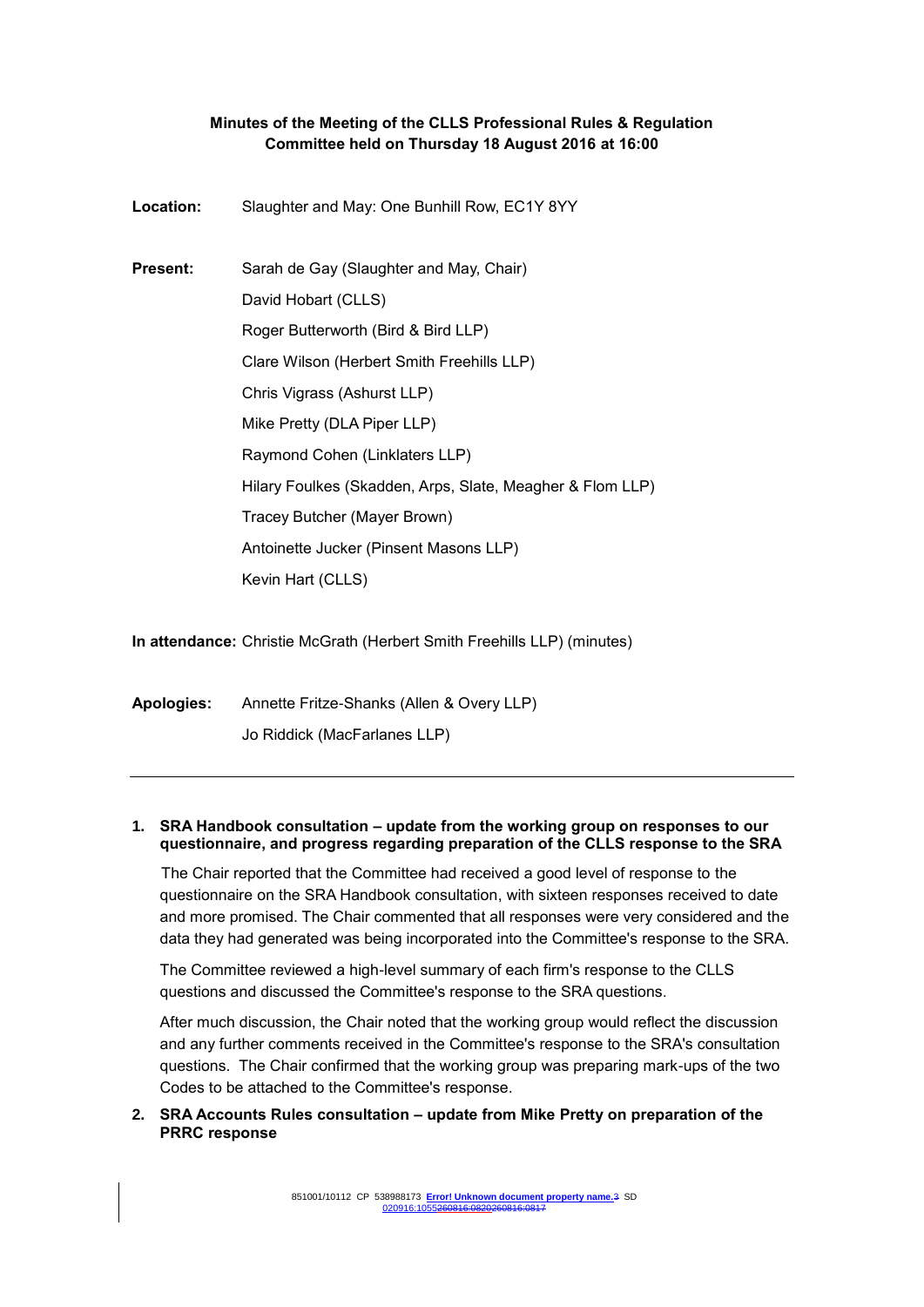**Minutes of the Meeting of the CLLS Professional Rules & Regulation Committee held on Thursday 18 August 2016 at 16:00**

**Location:** Slaughter and May: One Bunhill Row, EC1Y 8YY

**Present:** Sarah de Gay (Slaughter and May, Chair)
David Hobart (CLLS)
Roger Butterworth (Bird & Bird LLP)
Clare Wilson (Herbert Smith Freehills LLP)
Chris Vigrass (Ashurst LLP)
Mike Pretty (DLA Piper LLP)
Raymond Cohen (Linklaters LLP)
Hilary Foulkes (Skadden, Arps, Slate, Meagher & Flom LLP)
Tracey Butcher (Mayer Brown)
Antoinette Jucker (Pinsent Masons LLP)
Kevin Hart (CLLS)

**In attendance:** Christie McGrath (Herbert Smith Freehills LLP) (minutes)

**Apologies:** Annette Fritze-Shanks (Allen & Overy LLP)
Jo Riddick (MacFarlanes LLP)

---

1. **SRA Handbook consultation – update from the working group on responses to our questionnaire, and progress regarding preparation of the CLLS response to the SRA**

   The Chair reported that the Committee had received a good level of response to the questionnaire on the SRA Handbook consultation, with sixteen responses received to date and more promised. The Chair commented that all responses were very considered and the data they had generated was being incorporated into the Committee's response to the SRA.

   The Committee reviewed a high-level summary of each firm's response to the CLLS questions and discussed the Committee's response to the SRA questions.

   After much discussion, the Chair noted that the working group would reflect the discussion and any further comments received in the Committee's response to the SRA's consultation questions. The Chair confirmed that the working group was preparing mark-ups of the two Codes to be attached to the Committee's response.

2. **SRA Accounts Rules consultation – update from Mike Pretty on preparation of the PRRC response**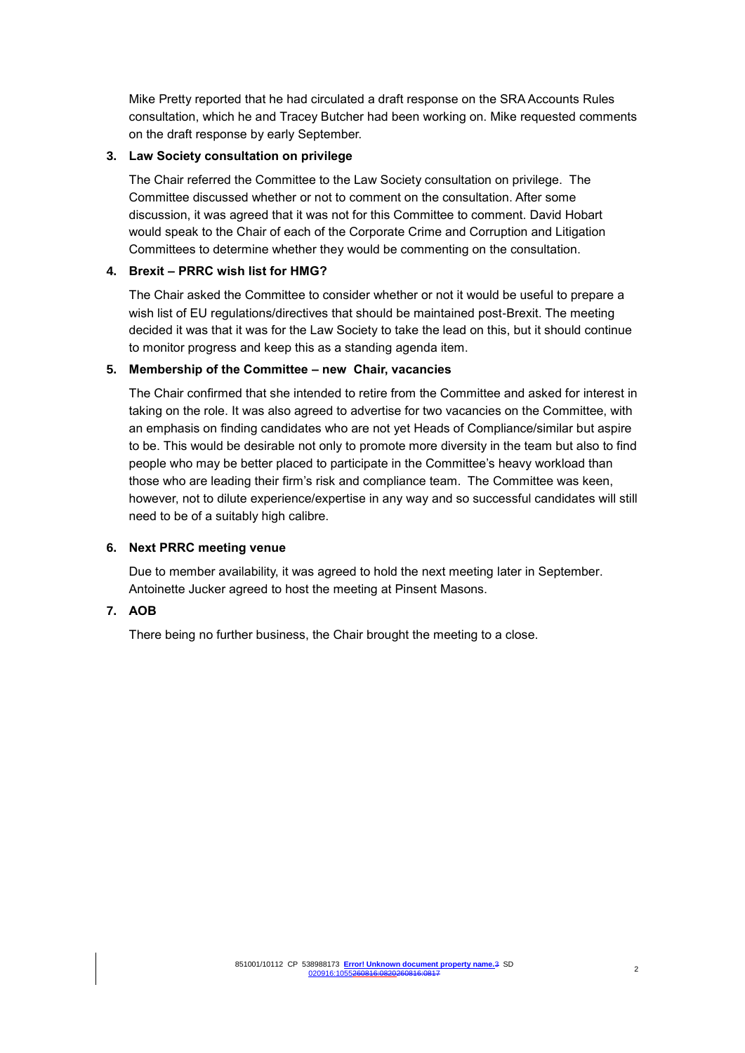Mike Pretty reported that he had circulated a draft response on the SRA Accounts Rules consultation, which he and Tracey Butcher had been working on. Mike requested comments on the draft response by early September.

## 3. Law Society consultation on privilege

The Chair referred the Committee to the Law Society consultation on privilege. The Committee discussed whether or not to comment on the consultation. After some discussion, it was agreed that it was not for this Committee to comment. David Hobart would speak to the Chair of each of the Corporate Crime and Corruption and Litigation Committees to determine whether they would be commenting on the consultation.

## 4. Brexit – PRRC wish list for HMG?

The Chair asked the Committee to consider whether or not it would be useful to prepare a wish list of EU regulations/directives that should be maintained post-Brexit. The meeting decided it was that it was for the Law Society to take the lead on this, but it should continue to monitor progress and keep this as a standing agenda item.

## 5. Membership of the Committee – new Chair, vacancies

The Chair confirmed that she intended to retire from the Committee and asked for interest in taking on the role. It was also agreed to advertise for two vacancies on the Committee, with an emphasis on finding candidates who are not yet Heads of Compliance/similar but aspire to be. This would be desirable not only to promote more diversity in the team but also to find people who may be better placed to participate in the Committee's heavy workload than those who are leading their firm's risk and compliance team. The Committee was keen, however, not to dilute experience/expertise in any way and so successful candidates will still need to be of a suitably high calibre.

## 6. Next PRRC meeting venue

Due to member availability, it was agreed to hold the next meeting later in September. Antoinette Jucker agreed to host the meeting at Pinsent Masons.

## 7. AOB

There being no further business, the Chair brought the meeting to a close.